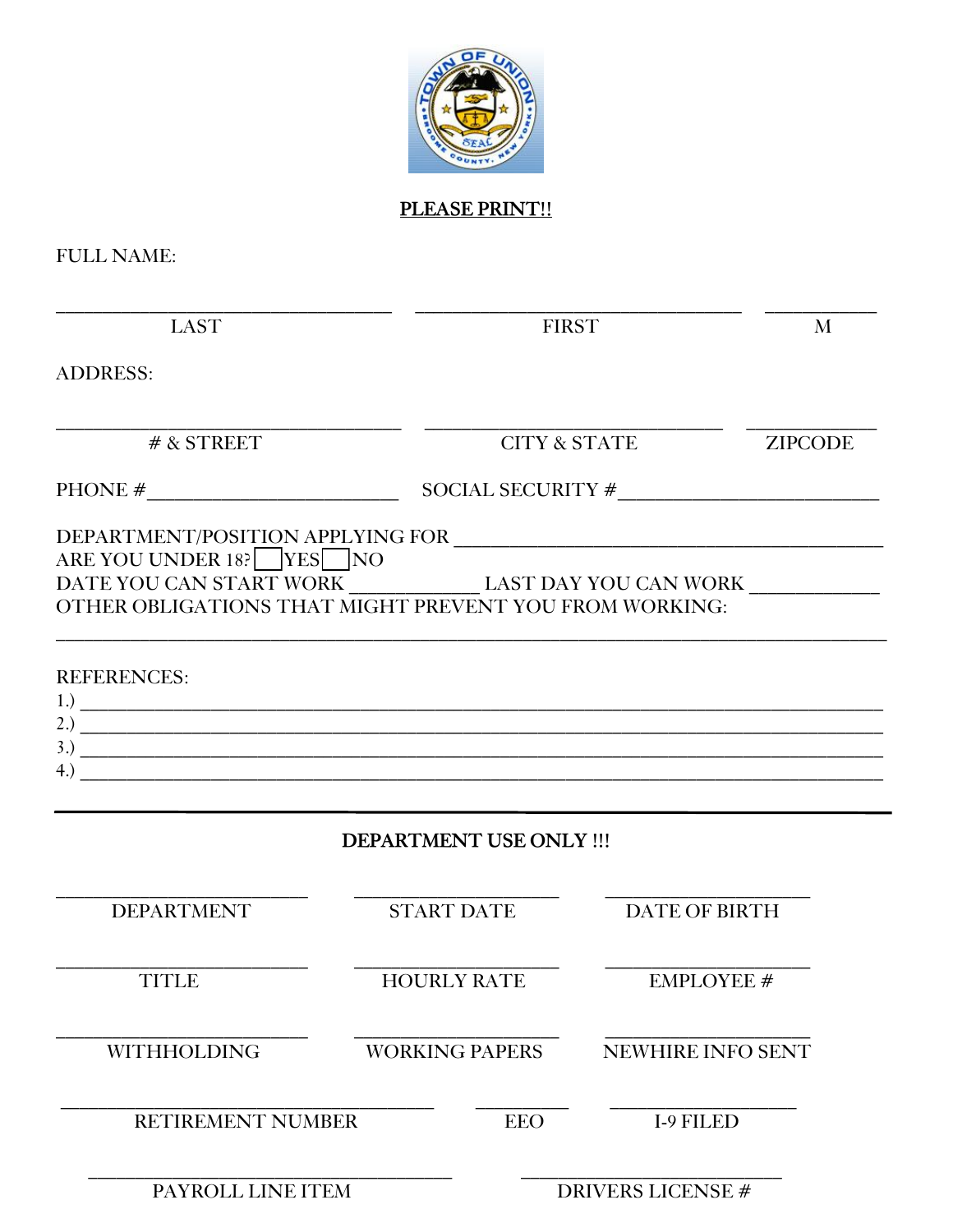**PLEASE PRINT!!**

FULL NAME:

\_\_\_\_\_\_\_\_\_\_\_\_\_\_\_\_\_\_\_\_\_\_\_\_\_\_\_\_\_\_ \_\_\_\_\_\_\_\_\_\_\_\_\_\_\_\_\_\_\_\_\_\_\_\_\_\_\_\_\_\_ \_\_\_\_\_\_\_\_\_\_

LAST FIRST M

ADDRESS:

\_\_\_\_\_\_\_\_\_\_\_\_\_\_\_\_\_\_\_\_\_\_\_\_\_\_\_\_\_\_ \_\_\_\_\_\_\_\_\_\_\_\_\_\_\_\_\_\_\_\_\_\_\_\_\_\_ \_\_\_\_\_\_\_\_\_\_\_

# & STREET CITY & STATE ZIPCODE

PHONE #\_\_\_\_\_\_\_\_\_\_\_\_\_\_\_\_\_\_\_\_\_\_ SOCIAL SECURITY #\_\_\_\_\_\_\_\_\_\_\_\_\_\_\_\_\_\_\_\_\_\_\_

DEPARTMENT/POSITION APPLYING FOR \_\_\_\_\_\_\_\_\_\_\_\_\_\_\_\_\_\_\_\_\_\_\_\_\_\_\_\_\_\_\_\_\_\_\_\_\_\_

ARE YOU UNDER 18? ☐ YES ☐ NO

DATE YOU CAN START WORK \_\_\_\_\_\_\_\_\_\_\_\_ LAST DAY YOU CAN WORK \_\_\_\_\_\_\_\_\_\_\_\_

OTHER OBLIGATIONS THAT MIGHT PREVENT YOU FROM WORKING:

\_\_\_\_\_\_\_\_\_\_\_\_\_\_\_\_\_\_\_\_\_\_\_\_\_\_\_\_\_\_\_\_\_\_\_\_\_\_\_\_\_\_\_\_\_\_\_\_\_\_\_\_\_\_\_\_\_\_\_\_\_\_\_\_\_\_\_\_\_\_\_\_\_\_

REFERENCES:

1.) \_\_\_\_\_\_\_\_\_\_\_\_\_\_\_\_\_\_\_\_\_\_\_\_\_\_\_\_\_\_\_\_\_\_\_\_\_\_\_\_\_\_\_\_\_\_\_\_\_\_\_\_\_\_\_\_\_\_\_\_\_\_\_\_\_\_\_\_\_\_\_

2.) \_\_\_\_\_\_\_\_\_\_\_\_\_\_\_\_\_\_\_\_\_\_\_\_\_\_\_\_\_\_\_\_\_\_\_\_\_\_\_\_\_\_\_\_\_\_\_\_\_\_\_\_\_\_\_\_\_\_\_\_\_\_\_\_\_\_\_\_\_\_\_

3.) \_\_\_\_\_\_\_\_\_\_\_\_\_\_\_\_\_\_\_\_\_\_\_\_\_\_\_\_\_\_\_\_\_\_\_\_\_\_\_\_\_\_\_\_\_\_\_\_\_\_\_\_\_\_\_\_\_\_\_\_\_\_\_\_\_\_\_\_\_\_\_

4.) \_\_\_\_\_\_\_\_\_\_\_\_\_\_\_\_\_\_\_\_\_\_\_\_\_\_\_\_\_\_\_\_\_\_\_\_\_\_\_\_\_\_\_\_\_\_\_\_\_\_\_\_\_\_\_\_\_\_\_\_\_\_\_\_\_\_\_\_\_\_\_

---

**DEPARTMENT USE ONLY !!!**

| \_\_\_\_\_\_\_\_\_\_\_\_\_\_\_\_\_\_\_\_ | \_\_\_\_\_\_\_\_\_\_\_\_\_\_\_\_\_\_\_\_ | \_\_\_\_\_\_\_\_\_\_\_\_\_\_\_\_\_\_\_\_ |
|---|---|---|
| DEPARTMENT | START DATE | DATE OF BIRTH |
| TITLE | HOURLY RATE | EMPLOYEE # |
| WITHHOLDING | WORKING PAPERS | NEWHIRE INFO SENT |
| RETIREMENT NUMBER | EEO | I-9 FILED |
| PAYROLL LINE ITEM | DRIVERS LICENSE # | |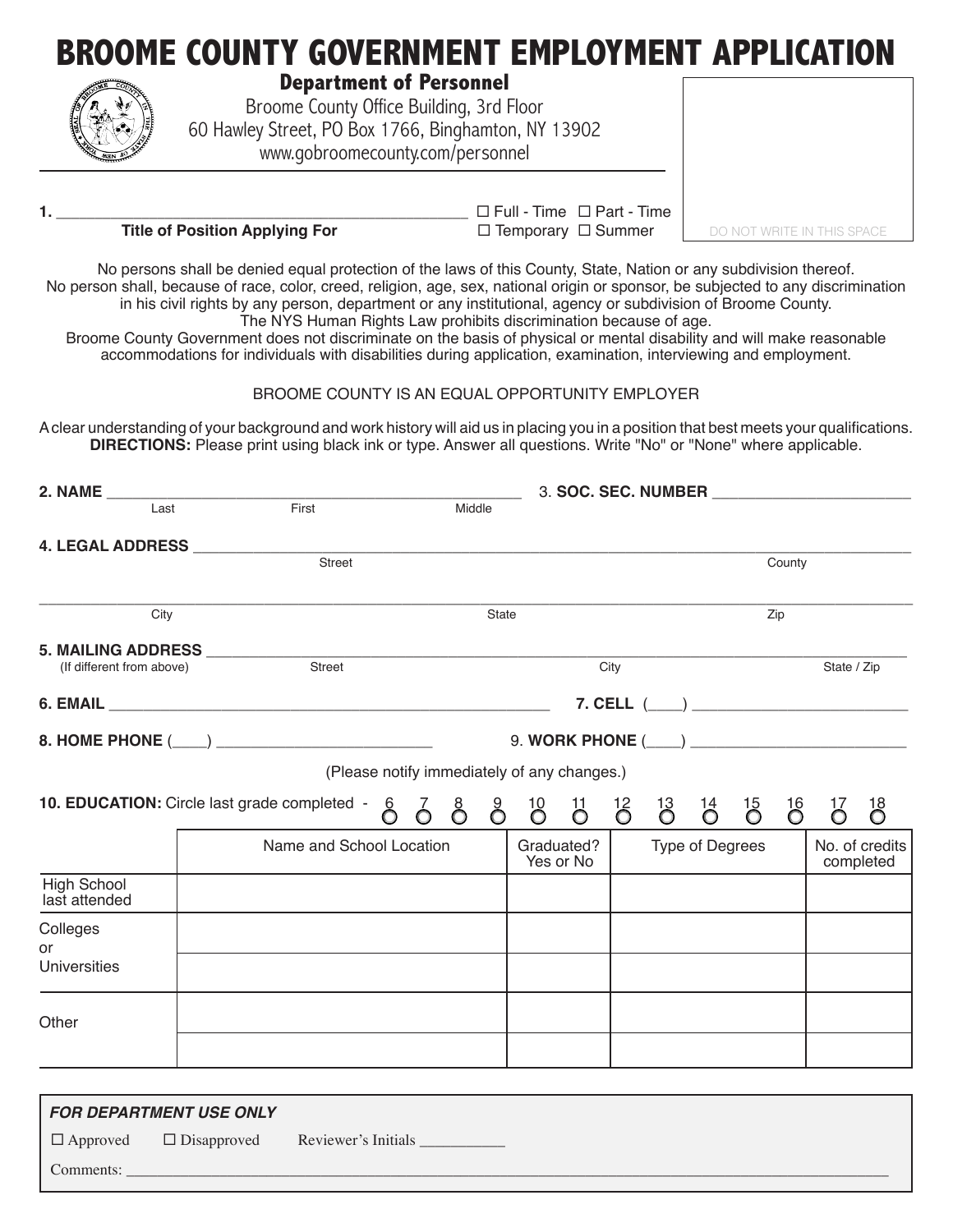# BROOME COUNTY GOVERNMENT EMPLOYMENT APPLICATION

## Department of Personnel

Broome County Office Building, 3rd Floor
60 Hawley Street, PO Box 1766, Binghamton, NY 13902
www.gobroomecounty.com/personnel

DO NOT WRITE IN THIS SPACE

**1.** ______________________________________________ ☐ Full - Time ☐ Part - Time
**Title of Position Applying For** ☐ Temporary ☐ Summer

No persons shall be denied equal protection of the laws of this County, State, Nation or any subdivision thereof.
No person shall, because of race, color, creed, religion, age, sex, national origin or sponsor, be subjected to any discrimination in his civil rights by any person, department or any institutional, agency or subdivision of Broome County.
The NYS Human Rights Law prohibits discrimination because of age.
Broome County Government does not discriminate on the basis of physical or mental disability and will make reasonable accommodations for individuals with disabilities during application, examination, interviewing and employment.

BROOME COUNTY IS AN EQUAL OPPORTUNITY EMPLOYER

A clear understanding of your background and work history will aid us in placing you in a position that best meets your qualifications.
**DIRECTIONS:** Please print using black ink or type. Answer all questions. Write "No" or "None" where applicable.

**2. NAME** ______________________________________________ 3. **SOC. SEC. NUMBER** ______________________
Last First Middle

**4. LEGAL ADDRESS** ______________________________________________________________________
Street County

______________________________________________________________________
City State Zip

**5. MAILING ADDRESS** ______________________________________________________________________
(If different from above) Street City State / Zip

**6. EMAIL** ______________________________________________ **7. CELL** (____) ______________________

**8. HOME PHONE** (____) ______________________ 9. **WORK PHONE** (____) ______________________

(Please notify immediately of any changes.)

**10. EDUCATION:** Circle last grade completed - 6 7 8 9 10 11 12 13 14 15 16 17 18

| | Name and School Location | Graduated? Yes or No | Type of Degrees | No. of credits completed |
|---|---|---|---|---|
| High School last attended | | | | |
| Colleges or Universities | | | | |
| | | | | |
| Other | | | | |
| | | | | |

***FOR DEPARTMENT USE ONLY***

☐ Approved ☐ Disapproved Reviewer's Initials __________

Comments: ______________________________________________________________________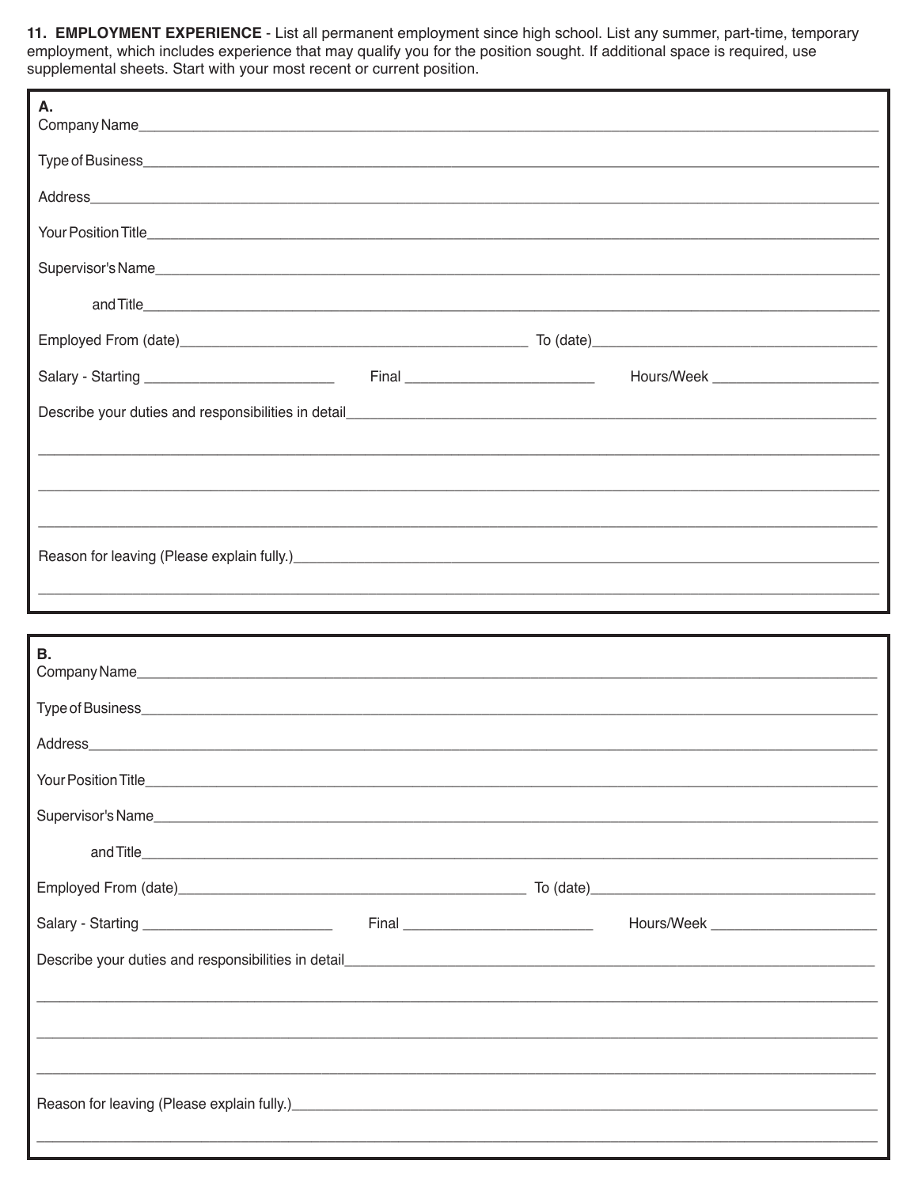**11. EMPLOYMENT EXPERIENCE** - List all permanent employment since high school. List any summer, part-time, temporary employment, which includes experience that may qualify you for the position sought. If additional space is required, use supplemental sheets. Start with your most recent or current position.

**A.**

Company Name_______________________________________________

Type of Business_______________________________________________

Address_______________________________________________

Your Position Title_______________________________________________

Supervisor's Name_______________________________________________

and Title_______________________________________________

Employed From (date)_______________________ To (date)_______________________

Salary - Starting _______________ Final _______________ Hours/Week _______________

Describe your duties and responsibilities in detail_______________________________________________

_______________________________________________

_______________________________________________

_______________________________________________

Reason for leaving (Please explain fully.)_______________________________________________

_______________________________________________

**B.**

Company Name_______________________________________________

Type of Business_______________________________________________

Address_______________________________________________

Your Position Title_______________________________________________

Supervisor's Name_______________________________________________

and Title_______________________________________________

Employed From (date)_______________________ To (date)_______________________

Salary - Starting _______________ Final _______________ Hours/Week _______________

Describe your duties and responsibilities in detail_______________________________________________

_______________________________________________

_______________________________________________

_______________________________________________

Reason for leaving (Please explain fully.)_______________________________________________

_______________________________________________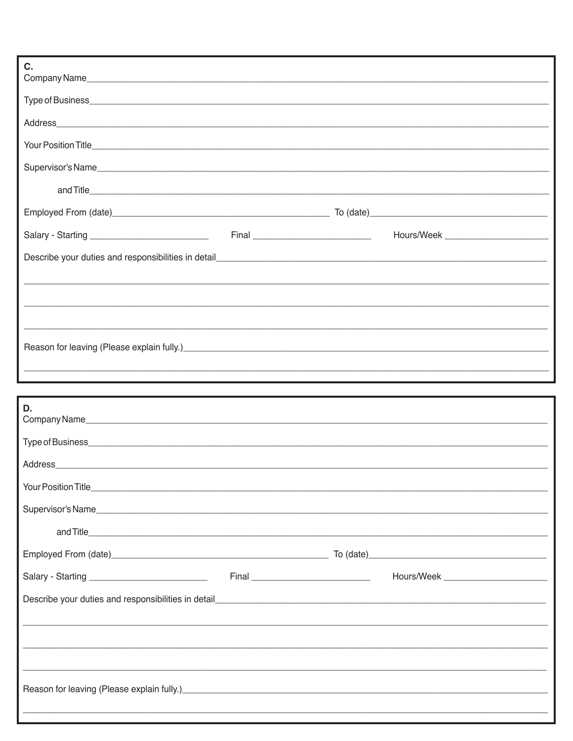**C.**

Company Name\_\_\_\_\_\_\_\_\_\_\_\_\_\_\_\_\_\_\_\_\_\_\_\_\_\_\_\_\_\_\_\_\_\_\_\_\_\_\_\_

Type of Business\_\_\_\_\_\_\_\_\_\_\_\_\_\_\_\_\_\_\_\_\_\_\_\_\_\_\_\_\_\_\_\_\_\_\_\_\_\_\_\_

Address\_\_\_\_\_\_\_\_\_\_\_\_\_\_\_\_\_\_\_\_\_\_\_\_\_\_\_\_\_\_\_\_\_\_\_\_\_\_\_\_

Your Position Title\_\_\_\_\_\_\_\_\_\_\_\_\_\_\_\_\_\_\_\_\_\_\_\_\_\_\_\_\_\_\_\_\_\_\_\_\_\_\_\_

Supervisor's Name\_\_\_\_\_\_\_\_\_\_\_\_\_\_\_\_\_\_\_\_\_\_\_\_\_\_\_\_\_\_\_\_\_\_\_\_\_\_\_\_

and Title\_\_\_\_\_\_\_\_\_\_\_\_\_\_\_\_\_\_\_\_\_\_\_\_\_\_\_\_\_\_\_\_\_\_\_\_\_\_\_\_

Employed From (date)\_\_\_\_\_\_\_\_\_\_\_\_\_\_\_\_\_\_\_\_ To (date)\_\_\_\_\_\_\_\_\_\_\_\_\_\_\_\_\_\_\_\_

Salary - Starting \_\_\_\_\_\_\_\_\_\_\_\_ Final \_\_\_\_\_\_\_\_\_\_\_\_ Hours/Week \_\_\_\_\_\_\_\_\_\_\_\_

Describe your duties and responsibilities in detail\_\_\_\_\_\_\_\_\_\_\_\_\_\_\_\_\_\_\_\_\_\_\_\_\_\_\_\_\_\_\_\_\_\_\_\_\_\_\_\_

\_\_\_\_\_\_\_\_\_\_\_\_\_\_\_\_\_\_\_\_\_\_\_\_\_\_\_\_\_\_\_\_\_\_\_\_\_\_\_\_

\_\_\_\_\_\_\_\_\_\_\_\_\_\_\_\_\_\_\_\_\_\_\_\_\_\_\_\_\_\_\_\_\_\_\_\_\_\_\_\_

\_\_\_\_\_\_\_\_\_\_\_\_\_\_\_\_\_\_\_\_\_\_\_\_\_\_\_\_\_\_\_\_\_\_\_\_\_\_\_\_

Reason for leaving (Please explain fully.)\_\_\_\_\_\_\_\_\_\_\_\_\_\_\_\_\_\_\_\_\_\_\_\_\_\_\_\_\_\_\_\_\_\_\_\_\_\_\_\_

\_\_\_\_\_\_\_\_\_\_\_\_\_\_\_\_\_\_\_\_\_\_\_\_\_\_\_\_\_\_\_\_\_\_\_\_\_\_\_\_

**D.**

Company Name\_\_\_\_\_\_\_\_\_\_\_\_\_\_\_\_\_\_\_\_\_\_\_\_\_\_\_\_\_\_\_\_\_\_\_\_\_\_\_\_

Type of Business\_\_\_\_\_\_\_\_\_\_\_\_\_\_\_\_\_\_\_\_\_\_\_\_\_\_\_\_\_\_\_\_\_\_\_\_\_\_\_\_

Address\_\_\_\_\_\_\_\_\_\_\_\_\_\_\_\_\_\_\_\_\_\_\_\_\_\_\_\_\_\_\_\_\_\_\_\_\_\_\_\_

Your Position Title\_\_\_\_\_\_\_\_\_\_\_\_\_\_\_\_\_\_\_\_\_\_\_\_\_\_\_\_\_\_\_\_\_\_\_\_\_\_\_\_

Supervisor's Name\_\_\_\_\_\_\_\_\_\_\_\_\_\_\_\_\_\_\_\_\_\_\_\_\_\_\_\_\_\_\_\_\_\_\_\_\_\_\_\_

and Title\_\_\_\_\_\_\_\_\_\_\_\_\_\_\_\_\_\_\_\_\_\_\_\_\_\_\_\_\_\_\_\_\_\_\_\_\_\_\_\_

Employed From (date)\_\_\_\_\_\_\_\_\_\_\_\_\_\_\_\_\_\_\_\_ To (date)\_\_\_\_\_\_\_\_\_\_\_\_\_\_\_\_\_\_\_\_

Salary - Starting \_\_\_\_\_\_\_\_\_\_\_\_ Final \_\_\_\_\_\_\_\_\_\_\_\_ Hours/Week \_\_\_\_\_\_\_\_\_\_\_\_

Describe your duties and responsibilities in detail\_\_\_\_\_\_\_\_\_\_\_\_\_\_\_\_\_\_\_\_\_\_\_\_\_\_\_\_\_\_\_\_\_\_\_\_\_\_\_\_

\_\_\_\_\_\_\_\_\_\_\_\_\_\_\_\_\_\_\_\_\_\_\_\_\_\_\_\_\_\_\_\_\_\_\_\_\_\_\_\_

\_\_\_\_\_\_\_\_\_\_\_\_\_\_\_\_\_\_\_\_\_\_\_\_\_\_\_\_\_\_\_\_\_\_\_\_\_\_\_\_

\_\_\_\_\_\_\_\_\_\_\_\_\_\_\_\_\_\_\_\_\_\_\_\_\_\_\_\_\_\_\_\_\_\_\_\_\_\_\_\_

Reason for leaving (Please explain fully.)\_\_\_\_\_\_\_\_\_\_\_\_\_\_\_\_\_\_\_\_\_\_\_\_\_\_\_\_\_\_\_\_\_\_\_\_\_\_\_\_

\_\_\_\_\_\_\_\_\_\_\_\_\_\_\_\_\_\_\_\_\_\_\_\_\_\_\_\_\_\_\_\_\_\_\_\_\_\_\_\_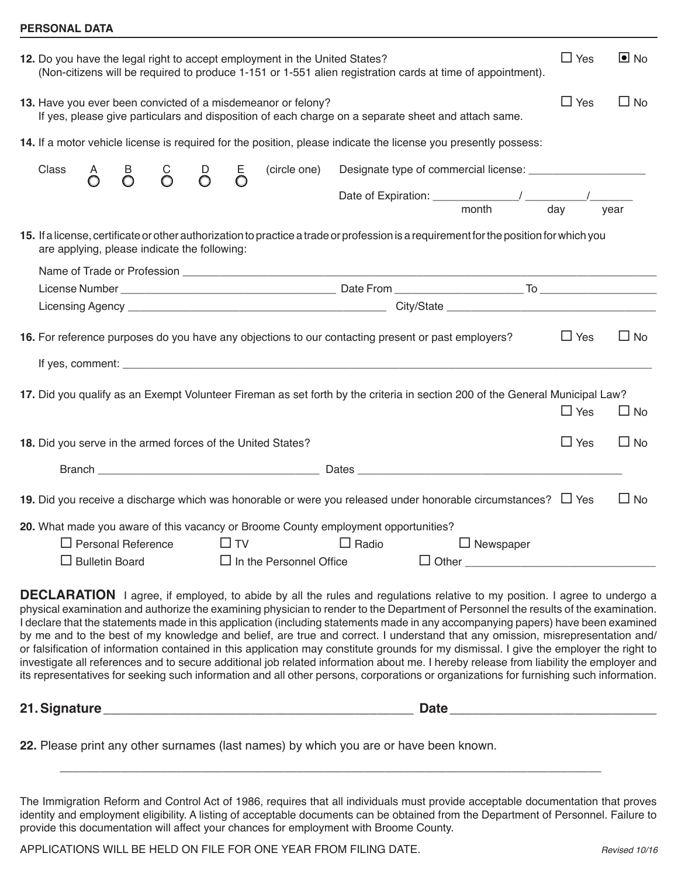## PERSONAL DATA

**12.** Do you have the legal right to accept employment in the United States? ☐ Yes ☒ No
(Non-citizens will be required to produce 1-151 or 1-551 alien registration cards at time of appointment).

**13.** Have you ever been convicted of a misdemeanor or felony? ☐ Yes ☐ No
If yes, please give particulars and disposition of each charge on a separate sheet and attach same.

**14.** If a motor vehicle license is required for the position, please indicate the license you presently possess:

Class ○ A ○ B ○ C ○ D ○ E (circle one) Designate type of commercial license: ___________________

Date of Expiration: _____________/ _________/_______
month day year

**15.** If a license, certificate or other authorization to practice a trade or profession is a requirement for the position for which you are applying, please indicate the following:

Name of Trade or Profession ______________________________________________________________

License Number ___________________________________ Date From ____________________ To ___________________

Licensing Agency __________________________________________ City/State __________________________________

**16.** For reference purposes do you have any objections to our contacting present or past employers? ☐ Yes ☐ No

If yes, comment: ______________________________________________________________________________

**17.** Did you qualify as an Exempt Volunteer Fireman as set forth by the criteria in section 200 of the General Municipal Law? ☐ Yes ☐ No

**18.** Did you serve in the armed forces of the United States? ☐ Yes ☐ No

Branch ___________________________________ Dates ____________________________________________

**19.** Did you receive a discharge which was honorable or were you released under honorable circumstances? ☐ Yes ☐ No

**20.** What made you aware of this vacancy or Broome County employment opportunities?

☐ Personal Reference ☐ TV ☐ Radio ☐ Newspaper
☐ Bulletin Board ☐ In the Personnel Office ☐ Other ______________________________

**DECLARATION** I agree, if employed, to abide by all the rules and regulations relative to my position. I agree to undergo a physical examination and authorize the examining physician to render to the Department of Personnel the results of the examination. I declare that the statements made in this application (including statements made in any accompanying papers) have been examined by me and to the best of my knowledge and belief, are true and correct. I understand that any omission, misrepresentation and/or falsification of information contained in this application may constitute grounds for my dismissal. I give the employer the right to investigate all references and to secure additional job related information about me. I hereby release from liability the employer and its representatives for seeking such information and all other persons, corporations or organizations for furnishing such information.

**21. Signature** _____________________________________________ **Date** _____________________________

**22.** Please print any other surnames (last names) by which you are or have been known.

_________________________________________________________________________________

The Immigration Reform and Control Act of 1986, requires that all individuals must provide acceptable documentation that proves identity and employment eligibility. A listing of acceptable documents can be obtained from the Department of Personnel. Failure to provide this documentation will affect your chances for employment with Broome County.

APPLICATIONS WILL BE HELD ON FILE FOR ONE YEAR FROM FILING DATE.

*Revised 10/16*